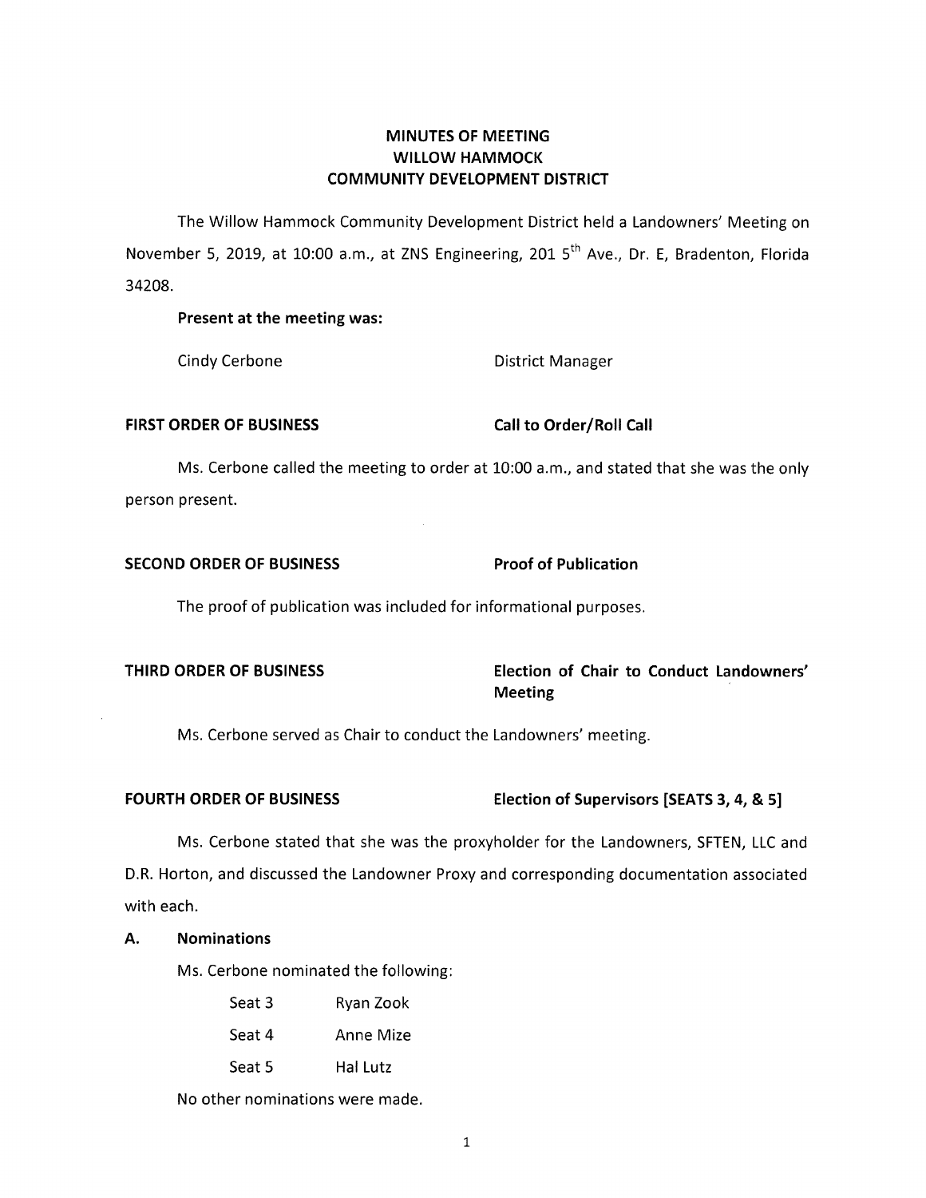# MINUTES OF MEETING
# WILLOW HAMMOCK
# COMMUNITY DEVELOPMENT DISTRICT

The Willow Hammock Community Development District held a Landowners' Meeting on November 5, 2019, at 10:00 a.m., at ZNS Engineering, 201 5th Ave., Dr. E, Bradenton, Florida 34208.

**Present at the meeting was:**

Cindy Cerbone — District Manager

**FIRST ORDER OF BUSINESS** — **Call to Order/Roll Call**

Ms. Cerbone called the meeting to order at 10:00 a.m., and stated that she was the only person present.

**SECOND ORDER OF BUSINESS** — **Proof of Publication**

The proof of publication was included for informational purposes.

**THIRD ORDER OF BUSINESS** — **Election of Chair to Conduct Landowners' Meeting**

Ms. Cerbone served as Chair to conduct the Landowners' meeting.

**FOURTH ORDER OF BUSINESS** — **Election of Supervisors [SEATS 3, 4, & 5]**

Ms. Cerbone stated that she was the proxyholder for the Landowners, SFTEN, LLC and D.R. Horton, and discussed the Landowner Proxy and corresponding documentation associated with each.

**A. Nominations**

Ms. Cerbone nominated the following:

Seat 3 — Ryan Zook

Seat 4 — Anne Mize

Seat 5 — Hal Lutz

No other nominations were made.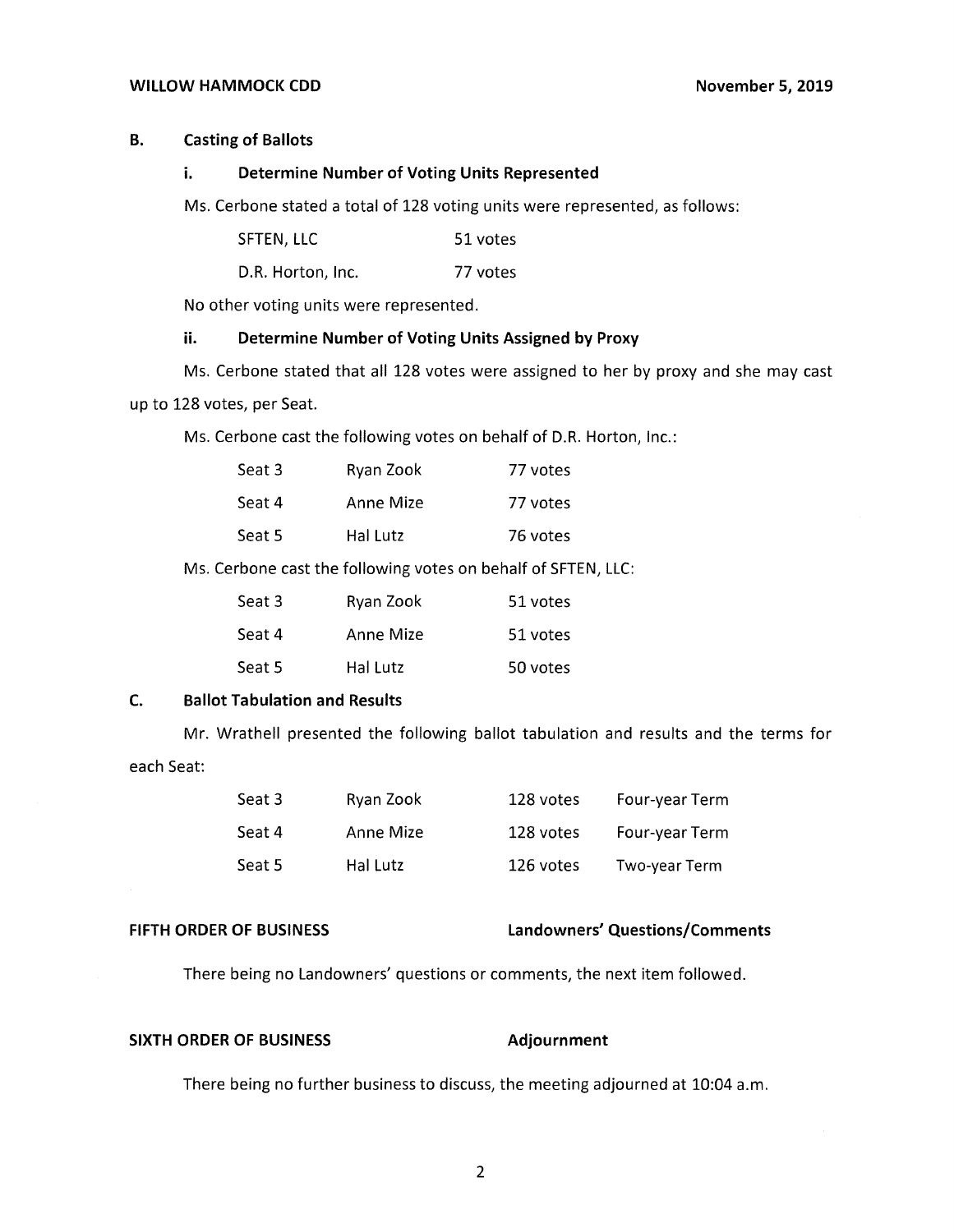## B. Casting of Ballots

### i. Determine Number of Voting Units Represented

Ms. Cerbone stated a total of 128 voting units were represented, as follows:

| | |
|---|---|
| SFTEN, LLC | 51 votes |
| D.R. Horton, Inc. | 77 votes |

No other voting units were represented.

### ii. Determine Number of Voting Units Assigned by Proxy

Ms. Cerbone stated that all 128 votes were assigned to her by proxy and she may cast up to 128 votes, per Seat.

Ms. Cerbone cast the following votes on behalf of D.R. Horton, Inc.:

| | | |
|---|---|---|
| Seat 3 | Ryan Zook | 77 votes |
| Seat 4 | Anne Mize | 77 votes |
| Seat 5 | Hal Lutz | 76 votes |

Ms. Cerbone cast the following votes on behalf of SFTEN, LLC:

| | | |
|---|---|---|
| Seat 3 | Ryan Zook | 51 votes |
| Seat 4 | Anne Mize | 51 votes |
| Seat 5 | Hal Lutz | 50 votes |

## C. Ballot Tabulation and Results

Mr. Wrathell presented the following ballot tabulation and results and the terms for each Seat:

| | | | |
|---|---|---|---|
| Seat 3 | Ryan Zook | 128 votes | Four-year Term |
| Seat 4 | Anne Mize | 128 votes | Four-year Term |
| Seat 5 | Hal Lutz | 126 votes | Two-year Term |

**FIFTH ORDER OF BUSINESS** **Landowners' Questions/Comments**

There being no Landowners' questions or comments, the next item followed.

**SIXTH ORDER OF BUSINESS** **Adjournment**

There being no further business to discuss, the meeting adjourned at 10:04 a.m.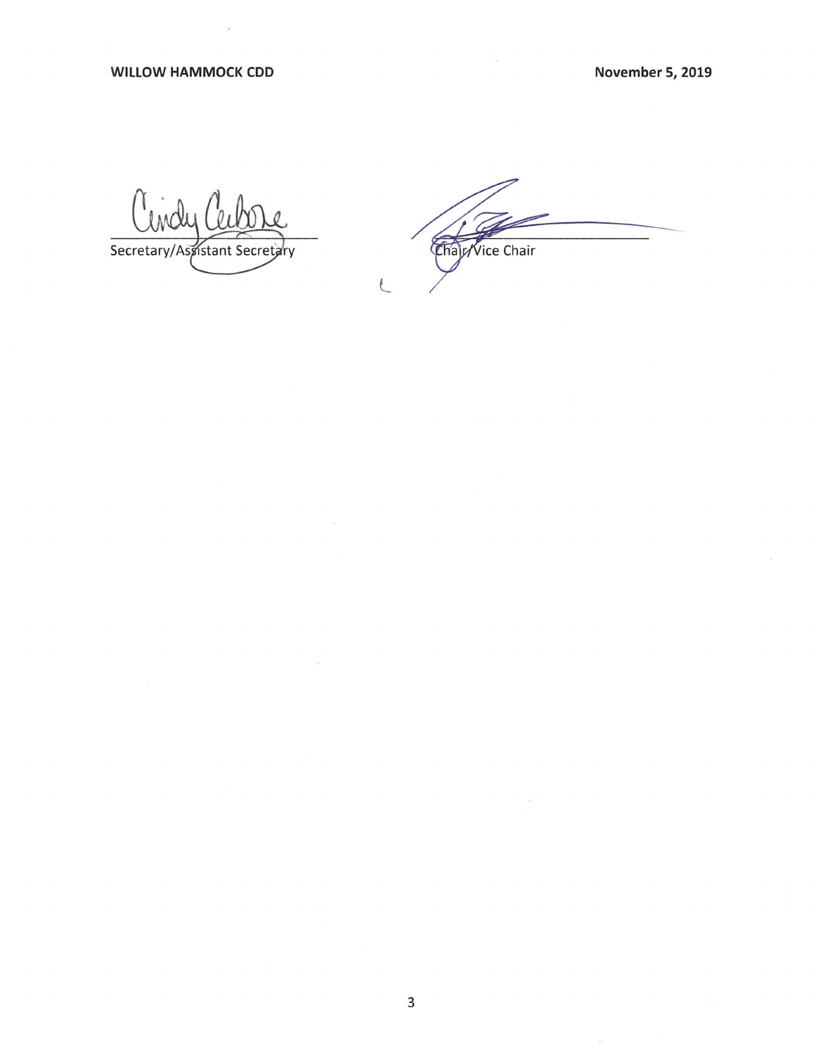**WILLOW HAMMOCK CDD** **November 5, 2019**

___________________________
Secretary/Assistant Secretary

___________________________
Chair/Vice Chair